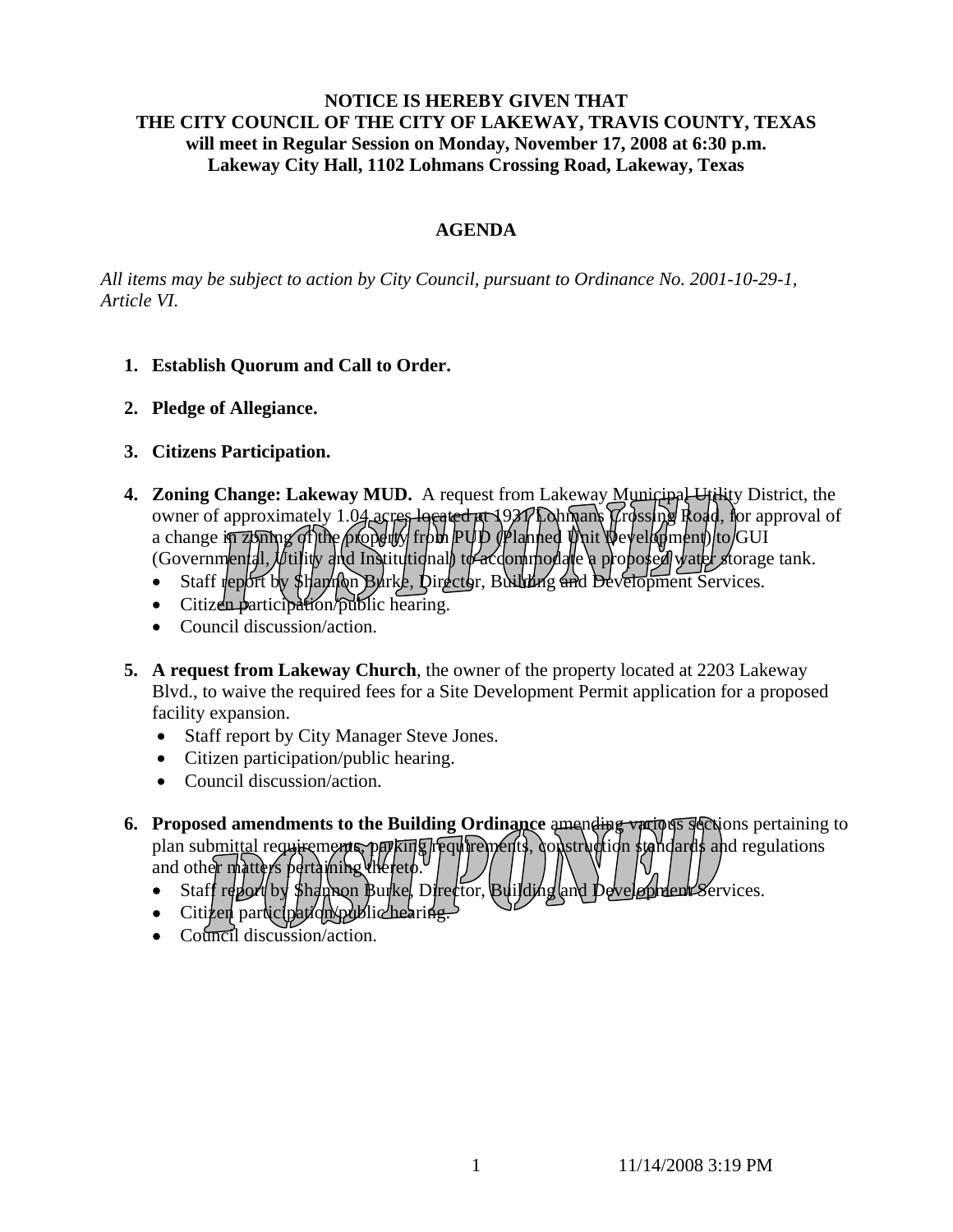**NOTICE IS HEREBY GIVEN THAT**
**THE CITY COUNCIL OF THE CITY OF LAKEWAY, TRAVIS COUNTY, TEXAS**
**will meet in Regular Session on Monday, November 17, 2008 at 6:30 p.m.**
**Lakeway City Hall, 1102 Lohmans Crossing Road, Lakeway, Texas**

## AGENDA

*All items may be subject to action by City Council, pursuant to Ordinance No. 2001-10-29-1, Article VI.*

1. **Establish Quorum and Call to Order.**

2. **Pledge of Allegiance.**

3. **Citizens Participation.**

4. **Zoning Change: Lakeway MUD.** A request from Lakeway Municipal Utility District, the owner of approximately 1.04 acres located at 1931 Lohmans Crossing Road, for approval of a change in zoning of the property from PUD (Planned Unit Development) to GUI (Governmental, Utility and Institutional) to accommodate a proposed water storage tank. **POSTPONED**
   - Staff report by Shannon Burke, Director, Building and Development Services.
   - Citizen participation/public hearing.
   - Council discussion/action.

5. **A request from Lakeway Church**, the owner of the property located at 2203 Lakeway Blvd., to waive the required fees for a Site Development Permit application for a proposed facility expansion.
   - Staff report by City Manager Steve Jones.
   - Citizen participation/public hearing.
   - Council discussion/action.

6. **Proposed amendments to the Building Ordinance** amending various sections pertaining to plan submittal requirements, parking requirements, construction standards and regulations and other matters pertaining thereto. **POSTPONED**
   - Staff report by Shannon Burke, Director, Building and Development Services.
   - Citizen participation/public hearing.
   - Council discussion/action.

11/14/2008 3:19 PM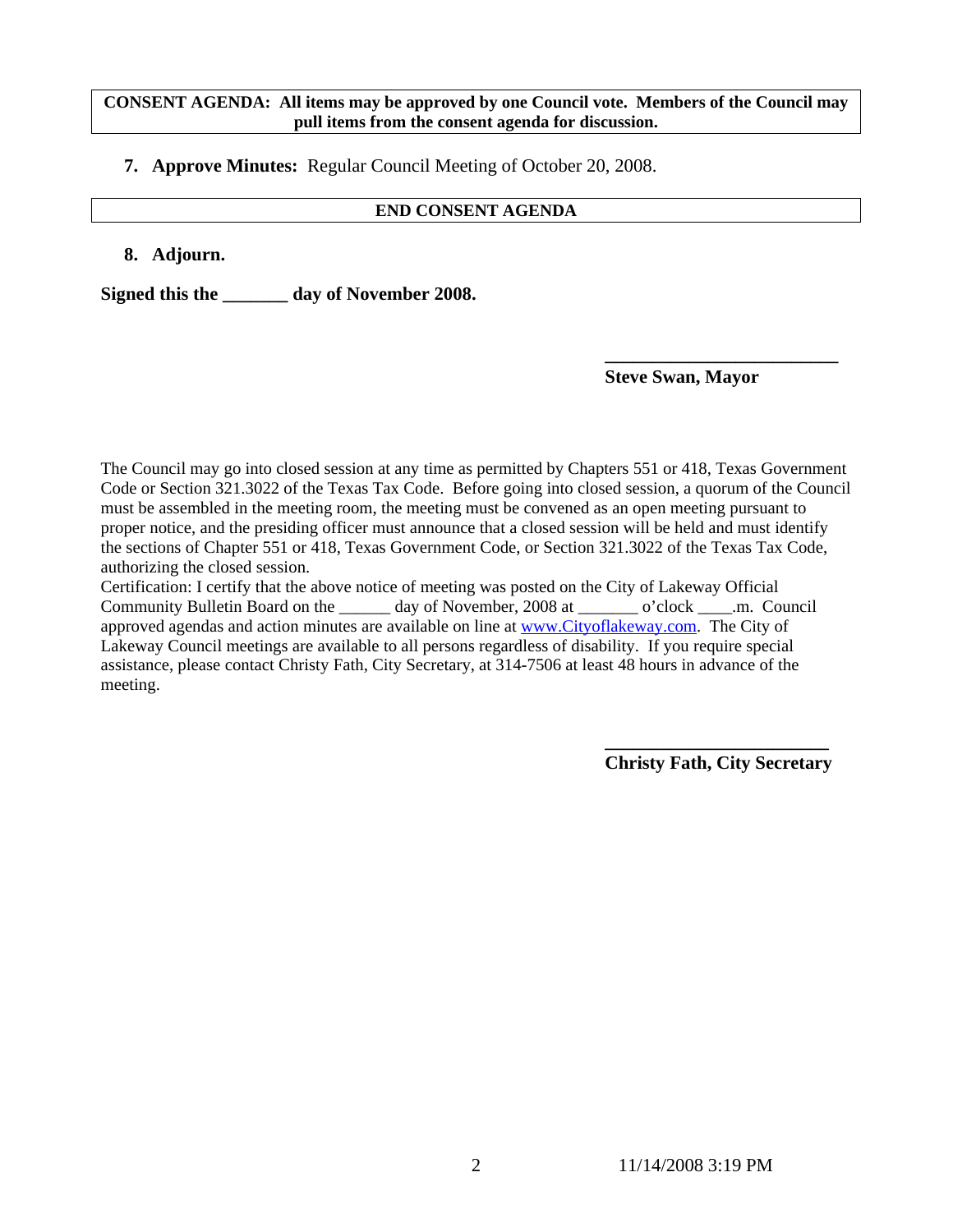**CONSENT AGENDA: All items may be approved by one Council vote. Members of the Council may pull items from the consent agenda for discussion.**

7. **Approve Minutes:** Regular Council Meeting of October 20, 2008.

**END CONSENT AGENDA**

8. **Adjourn.**

**Signed this the _______ day of November 2008.**

_________________________
**Steve Swan, Mayor**

The Council may go into closed session at any time as permitted by Chapters 551 or 418, Texas Government Code or Section 321.3022 of the Texas Tax Code. Before going into closed session, a quorum of the Council must be assembled in the meeting room, the meeting must be convened as an open meeting pursuant to proper notice, and the presiding officer must announce that a closed session will be held and must identify the sections of Chapter 551 or 418, Texas Government Code, or Section 321.3022 of the Texas Tax Code, authorizing the closed session.

Certification: I certify that the above notice of meeting was posted on the City of Lakeway Official Community Bulletin Board on the ______ day of November, 2008 at _______ o'clock ____.m. Council approved agendas and action minutes are available on line at www.Cityoflakeway.com. The City of Lakeway Council meetings are available to all persons regardless of disability. If you require special assistance, please contact Christy Fath, City Secretary, at 314-7506 at least 48 hours in advance of the meeting.

_________________________
**Christy Fath, City Secretary**

11/14/2008 3:19 PM